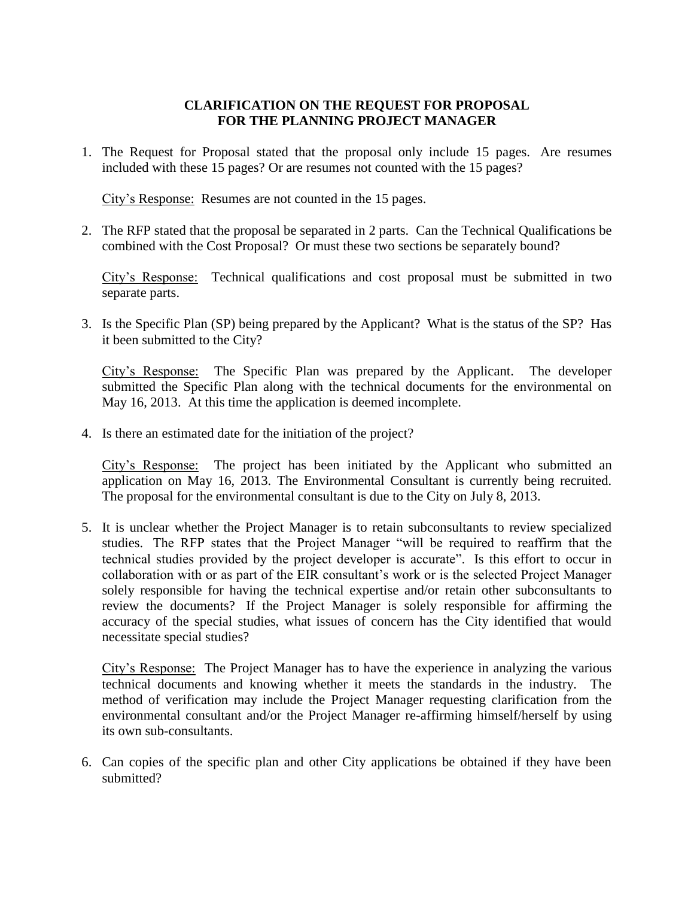# CLARIFICATION ON THE REQUEST FOR PROPOSAL FOR THE PLANNING PROJECT MANAGER

1. The Request for Proposal stated that the proposal only include 15 pages. Are resumes included with these 15 pages? Or are resumes not counted with the 15 pages?

   City's Response: Resumes are not counted in the 15 pages.

2. The RFP stated that the proposal be separated in 2 parts. Can the Technical Qualifications be combined with the Cost Proposal? Or must these two sections be separately bound?

   City's Response: Technical qualifications and cost proposal must be submitted in two separate parts.

3. Is the Specific Plan (SP) being prepared by the Applicant? What is the status of the SP? Has it been submitted to the City?

   City's Response: The Specific Plan was prepared by the Applicant. The developer submitted the Specific Plan along with the technical documents for the environmental on May 16, 2013. At this time the application is deemed incomplete.

4. Is there an estimated date for the initiation of the project?

   City's Response: The project has been initiated by the Applicant who submitted an application on May 16, 2013. The Environmental Consultant is currently being recruited. The proposal for the environmental consultant is due to the City on July 8, 2013.

5. It is unclear whether the Project Manager is to retain subconsultants to review specialized studies. The RFP states that the Project Manager "will be required to reaffirm that the technical studies provided by the project developer is accurate". Is this effort to occur in collaboration with or as part of the EIR consultant's work or is the selected Project Manager solely responsible for having the technical expertise and/or retain other subconsultants to review the documents? If the Project Manager is solely responsible for affirming the accuracy of the special studies, what issues of concern has the City identified that would necessitate special studies?

   City's Response: The Project Manager has to have the experience in analyzing the various technical documents and knowing whether it meets the standards in the industry. The method of verification may include the Project Manager requesting clarification from the environmental consultant and/or the Project Manager re-affirming himself/herself by using its own sub-consultants.

6. Can copies of the specific plan and other City applications be obtained if they have been submitted?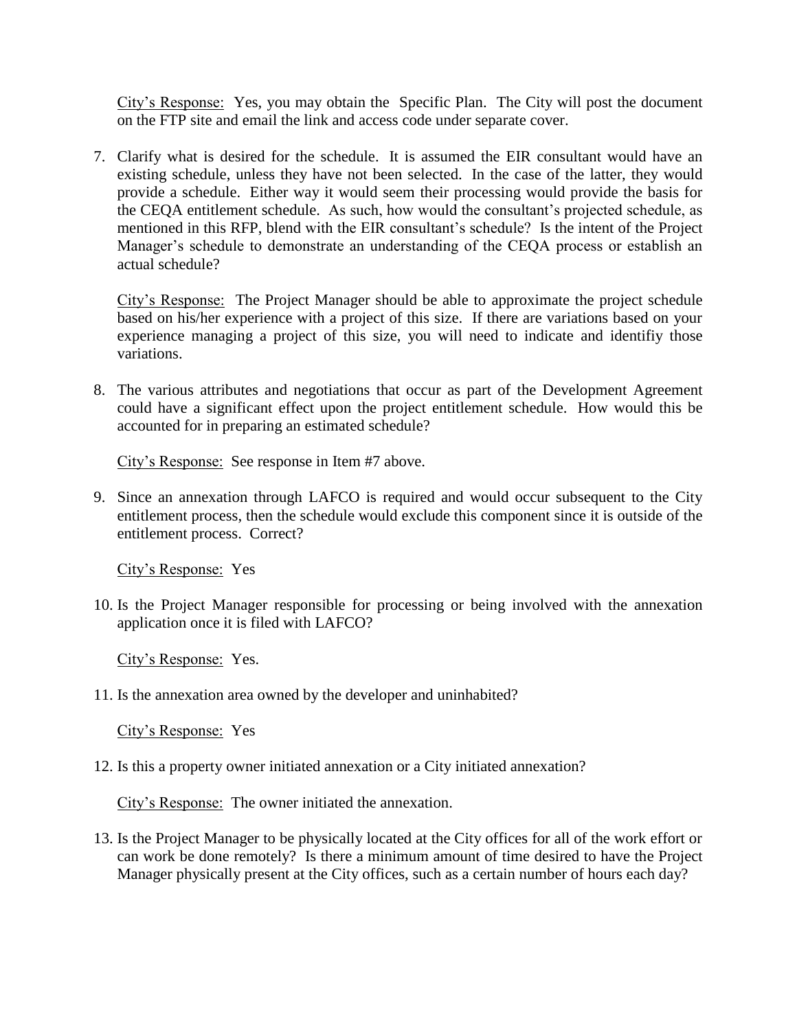City's Response: Yes, you may obtain the Specific Plan. The City will post the document on the FTP site and email the link and access code under separate cover.

7. Clarify what is desired for the schedule. It is assumed the EIR consultant would have an existing schedule, unless they have not been selected. In the case of the latter, they would provide a schedule. Either way it would seem their processing would provide the basis for the CEQA entitlement schedule. As such, how would the consultant's projected schedule, as mentioned in this RFP, blend with the EIR consultant's schedule? Is the intent of the Project Manager's schedule to demonstrate an understanding of the CEQA process or establish an actual schedule?

   City's Response: The Project Manager should be able to approximate the project schedule based on his/her experience with a project of this size. If there are variations based on your experience managing a project of this size, you will need to indicate and identifiy those variations.

8. The various attributes and negotiations that occur as part of the Development Agreement could have a significant effect upon the project entitlement schedule. How would this be accounted for in preparing an estimated schedule?

   City's Response: See response in Item #7 above.

9. Since an annexation through LAFCO is required and would occur subsequent to the City entitlement process, then the schedule would exclude this component since it is outside of the entitlement process. Correct?

   City's Response: Yes

10. Is the Project Manager responsible for processing or being involved with the annexation application once it is filed with LAFCO?

    City's Response: Yes.

11. Is the annexation area owned by the developer and uninhabited?

    City's Response: Yes

12. Is this a property owner initiated annexation or a City initiated annexation?

    City's Response: The owner initiated the annexation.

13. Is the Project Manager to be physically located at the City offices for all of the work effort or can work be done remotely? Is there a minimum amount of time desired to have the Project Manager physically present at the City offices, such as a certain number of hours each day?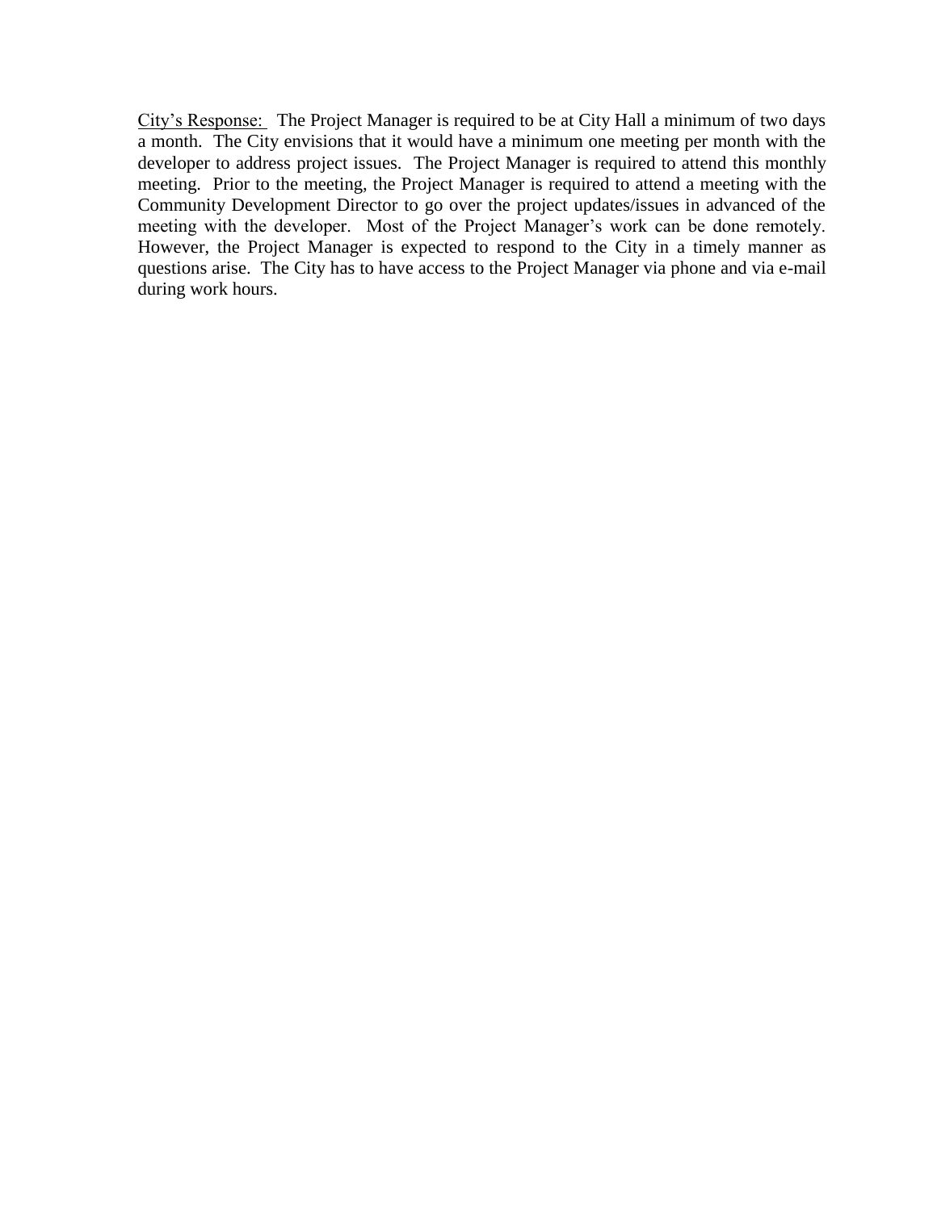<u>City's Response:</u> The Project Manager is required to be at City Hall a minimum of two days a month. The City envisions that it would have a minimum one meeting per month with the developer to address project issues. The Project Manager is required to attend this monthly meeting. Prior to the meeting, the Project Manager is required to attend a meeting with the Community Development Director to go over the project updates/issues in advanced of the meeting with the developer. Most of the Project Manager's work can be done remotely. However, the Project Manager is expected to respond to the City in a timely manner as questions arise. The City has to have access to the Project Manager via phone and via e-mail during work hours.